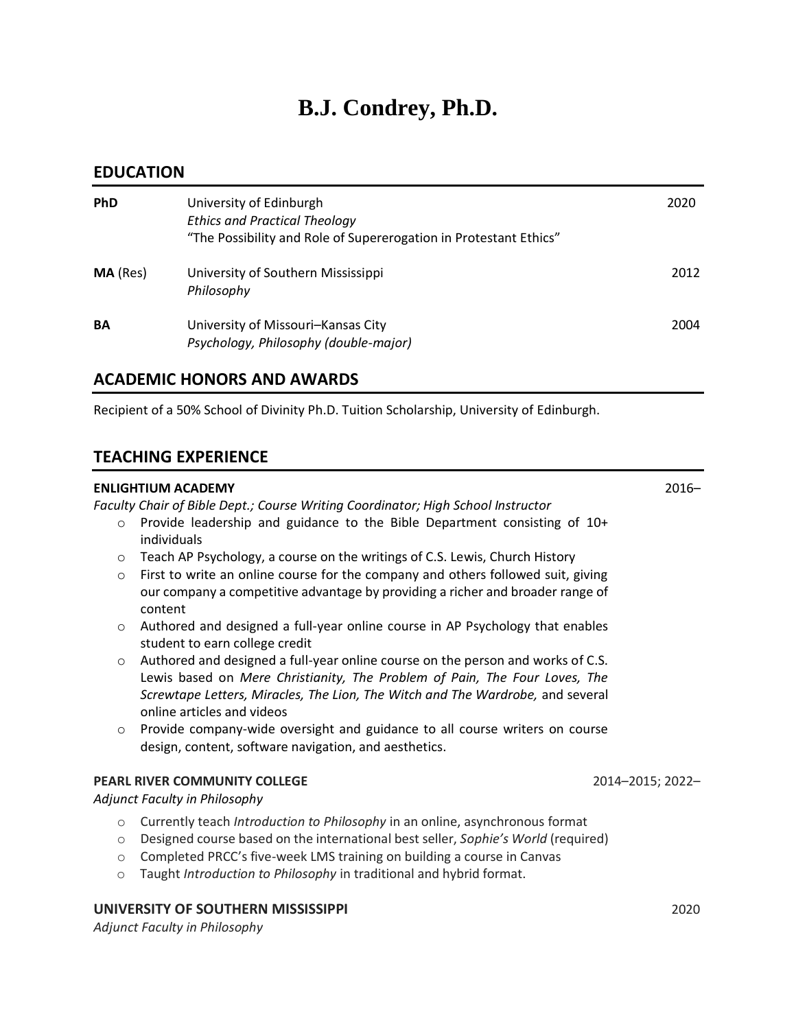# B.J. Condrey, Ph.D.

## EDUCATION

**PhD** University of Edinburgh — 2020
*Ethics and Practical Theology*
"The Possibility and Role of Supererogation in Protestant Ethics"

**MA** (Res) University of Southern Mississippi — 2012
*Philosophy*

**BA** University of Missouri–Kansas City — 2004
*Psychology, Philosophy (double-major)*

## ACADEMIC HONORS AND AWARDS

Recipient of a 50% School of Divinity Ph.D. Tuition Scholarship, University of Edinburgh.

## TEACHING EXPERIENCE

**ENLIGHTIUM ACADEMY** — 2016–

*Faculty Chair of Bible Dept.; Course Writing Coordinator; High School Instructor*

- Provide leadership and guidance to the Bible Department consisting of 10+ individuals
- Teach AP Psychology, a course on the writings of C.S. Lewis, Church History
- First to write an online course for the company and others followed suit, giving our company a competitive advantage by providing a richer and broader range of content
- Authored and designed a full-year online course in AP Psychology that enables student to earn college credit
- Authored and designed a full-year online course on the person and works of C.S. Lewis based on *Mere Christianity, The Problem of Pain, The Four Loves, The Screwtape Letters, Miracles, The Lion, The Witch and The Wardrobe,* and several online articles and videos
- Provide company-wide oversight and guidance to all course writers on course design, content, software navigation, and aesthetics.

**PEARL RIVER COMMUNITY COLLEGE** — 2014–2015; 2022–

*Adjunct Faculty in Philosophy*

- Currently teach *Introduction to Philosophy* in an online, asynchronous format
- Designed course based on the international best seller, *Sophie's World* (required)
- Completed PRCC's five-week LMS training on building a course in Canvas
- Taught *Introduction to Philosophy* in traditional and hybrid format.

**UNIVERSITY OF SOUTHERN MISSISSIPPI** — 2020

*Adjunct Faculty in Philosophy*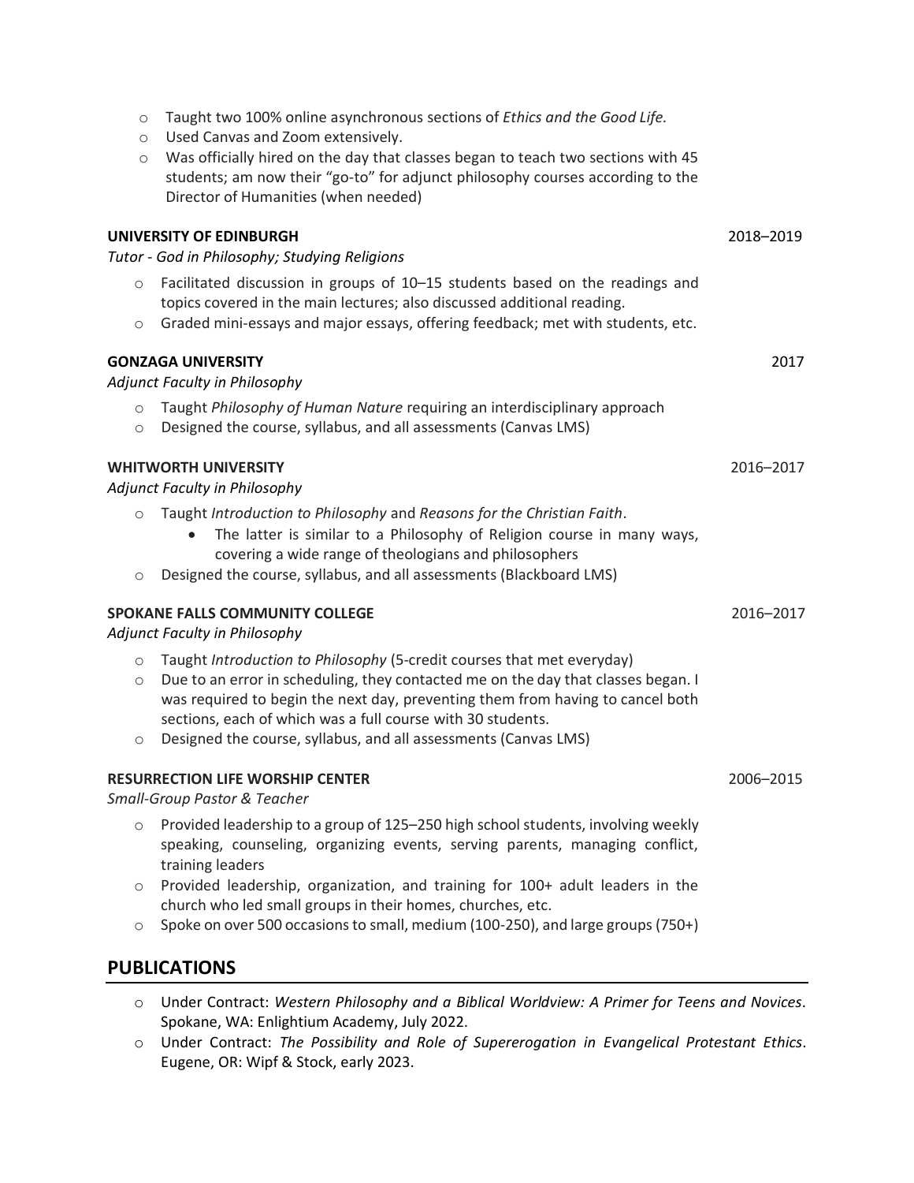- Taught two 100% online asynchronous sections of *Ethics and the Good Life.*
- Used Canvas and Zoom extensively.
- Was officially hired on the day that classes began to teach two sections with 45 students; am now their "go-to" for adjunct philosophy courses according to the Director of Humanities (when needed)

**UNIVERSITY OF EDINBURGH** — 2018–2019
*Tutor - God in Philosophy; Studying Religions*

- Facilitated discussion in groups of 10–15 students based on the readings and topics covered in the main lectures; also discussed additional reading.
- Graded mini-essays and major essays, offering feedback; met with students, etc.

**GONZAGA UNIVERSITY** — 2017
*Adjunct Faculty in Philosophy*

- Taught *Philosophy of Human Nature* requiring an interdisciplinary approach
- Designed the course, syllabus, and all assessments (Canvas LMS)

**WHITWORTH UNIVERSITY** — 2016–2017
*Adjunct Faculty in Philosophy*

- Taught *Introduction to Philosophy* and *Reasons for the Christian Faith*.
    - The latter is similar to a Philosophy of Religion course in many ways, covering a wide range of theologians and philosophers
- Designed the course, syllabus, and all assessments (Blackboard LMS)

**SPOKANE FALLS COMMUNITY COLLEGE** — 2016–2017
*Adjunct Faculty in Philosophy*

- Taught *Introduction to Philosophy* (5-credit courses that met everyday)
- Due to an error in scheduling, they contacted me on the day that classes began. I was required to begin the next day, preventing them from having to cancel both sections, each of which was a full course with 30 students.
- Designed the course, syllabus, and all assessments (Canvas LMS)

**RESURRECTION LIFE WORSHIP CENTER** — 2006–2015
*Small-Group Pastor & Teacher*

- Provided leadership to a group of 125–250 high school students, involving weekly speaking, counseling, organizing events, serving parents, managing conflict, training leaders
- Provided leadership, organization, and training for 100+ adult leaders in the church who led small groups in their homes, churches, etc.
- Spoke on over 500 occasions to small, medium (100-250), and large groups (750+)

## PUBLICATIONS

- Under Contract: *Western Philosophy and a Biblical Worldview: A Primer for Teens and Novices*. Spokane, WA: Enlightium Academy, July 2022.
- Under Contract: *The Possibility and Role of Supererogation in Evangelical Protestant Ethics*. Eugene, OR: Wipf & Stock, early 2023.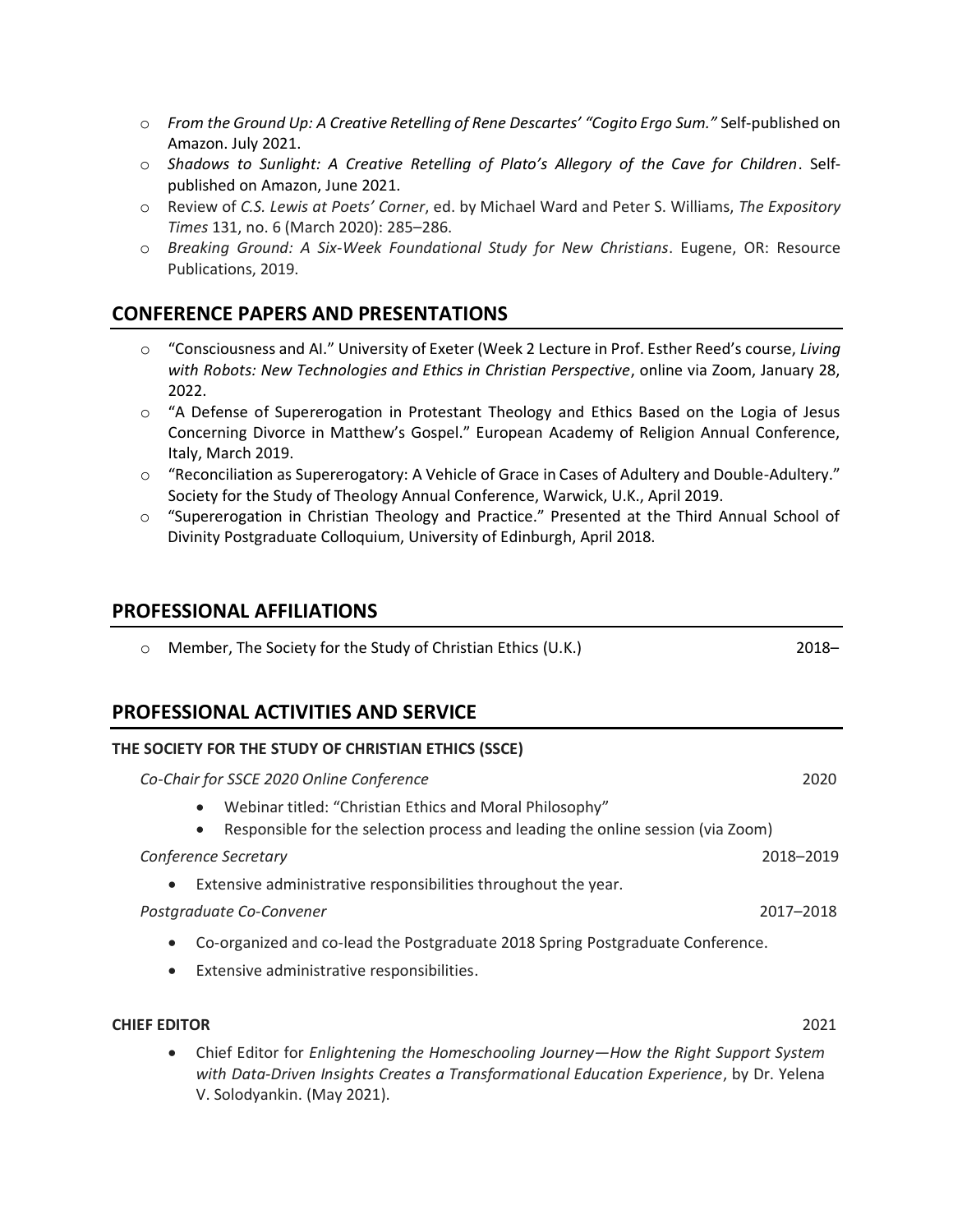- *From the Ground Up: A Creative Retelling of Rene Descartes' "Cogito Ergo Sum."* Self-published on Amazon. July 2021.
- *Shadows to Sunlight: A Creative Retelling of Plato's Allegory of the Cave for Children*. Self-published on Amazon, June 2021.
- Review of *C.S. Lewis at Poets' Corner*, ed. by Michael Ward and Peter S. Williams, *The Expository Times* 131, no. 6 (March 2020): 285–286.
- *Breaking Ground: A Six-Week Foundational Study for New Christians*. Eugene, OR: Resource Publications, 2019.

## CONFERENCE PAPERS AND PRESENTATIONS

- "Consciousness and AI." University of Exeter (Week 2 Lecture in Prof. Esther Reed's course, *Living with Robots: New Technologies and Ethics in Christian Perspective*, online via Zoom, January 28, 2022.
- "A Defense of Supererogation in Protestant Theology and Ethics Based on the Logia of Jesus Concerning Divorce in Matthew's Gospel." European Academy of Religion Annual Conference, Italy, March 2019.
- "Reconciliation as Supererogatory: A Vehicle of Grace in Cases of Adultery and Double-Adultery." Society for the Study of Theology Annual Conference, Warwick, U.K., April 2019.
- "Supererogation in Christian Theology and Practice." Presented at the Third Annual School of Divinity Postgraduate Colloquium, University of Edinburgh, April 2018.

## PROFESSIONAL AFFILIATIONS

- Member, The Society for the Study of Christian Ethics (U.K.) 2018–

## PROFESSIONAL ACTIVITIES AND SERVICE

**THE SOCIETY FOR THE STUDY OF CHRISTIAN ETHICS (SSCE)**

*Co-Chair for SSCE 2020 Online Conference* 2020

- Webinar titled: "Christian Ethics and Moral Philosophy"
- Responsible for the selection process and leading the online session (via Zoom)

*Conference Secretary* 2018–2019

- Extensive administrative responsibilities throughout the year.

*Postgraduate Co-Convener* 2017–2018

- Co-organized and co-lead the Postgraduate 2018 Spring Postgraduate Conference.
- Extensive administrative responsibilities.

**CHIEF EDITOR** 2021

- Chief Editor for *Enlightening the Homeschooling Journey—How the Right Support System with Data-Driven Insights Creates a Transformational Education Experience*, by Dr. Yelena V. Solodyankin. (May 2021).